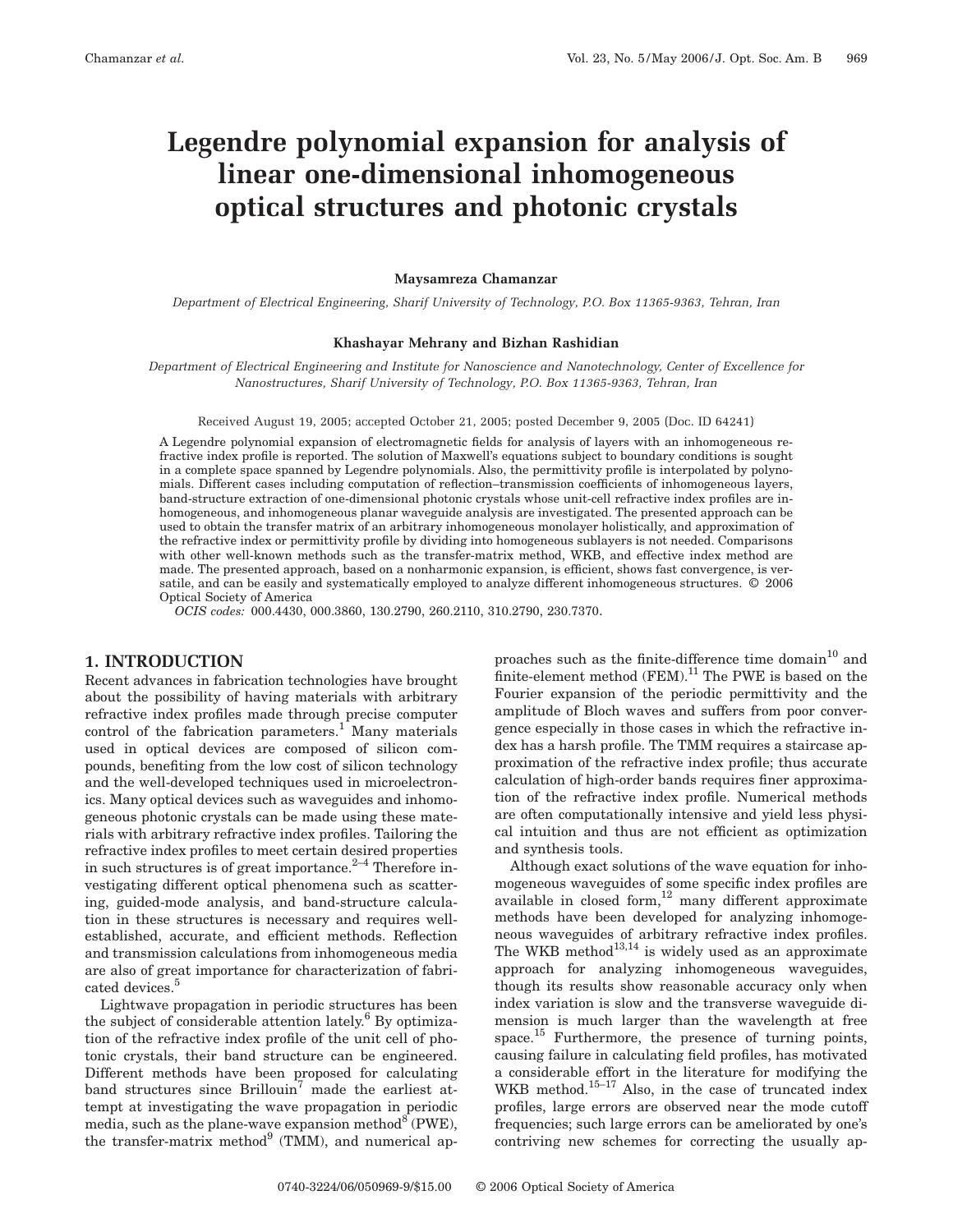# Legendre polynomial expansion for analysis of linear one-dimensional inhomogeneous optical structures and photonic crystals

**Maysamreza Chamanzar**

*Department of Electrical Engineering, Sharif University of Technology, P.O. Box 11365-9363, Tehran, Iran*

**Khashayar Mehrany and Bizhan Rashidian**

*Department of Electrical Engineering and Institute for Nanoscience and Nanotechnology, Center of Excellence for Nanostructures, Sharif University of Technology, P.O. Box 11365-9363, Tehran, Iran*

Received August 19, 2005; accepted October 21, 2005; posted December 9, 2005 (Doc. ID 64241)

A Legendre polynomial expansion of electromagnetic fields for analysis of layers with an inhomogeneous refractive index profile is reported. The solution of Maxwell's equations subject to boundary conditions is sought in a complete space spanned by Legendre polynomials. Also, the permittivity profile is interpolated by polynomials. Different cases including computation of reflection–transmission coefficients of inhomogeneous layers, band-structure extraction of one-dimensional photonic crystals whose unit-cell refractive index profiles are inhomogeneous, and inhomogeneous planar waveguide analysis are investigated. The presented approach can be used to obtain the transfer matrix of an arbitrary inhomogeneous monolayer holistically, and approximation of the refractive index or permittivity profile by dividing into homogeneous sublayers is not needed. Comparisons with other well-known methods such as the transfer-matrix method, WKB, and effective index method are made. The presented approach, based on a nonharmonic expansion, is efficient, shows fast convergence, is versatile, and can be easily and systematically employed to analyze different inhomogeneous structures. © 2006 Optical Society of America

*OCIS codes:* 000.4430, 000.3860, 130.2790, 260.2110, 310.2790, 230.7370.

## 1. INTRODUCTION

Recent advances in fabrication technologies have brought about the possibility of having materials with arbitrary refractive index profiles made through precise computer control of the fabrication parameters.[1] Many materials used in optical devices are composed of silicon compounds, benefiting from the low cost of silicon technology and the well-developed techniques used in microelectronics. Many optical devices such as waveguides and inhomogeneous photonic crystals can be made using these materials with arbitrary refractive index profiles. Tailoring the refractive index profiles to meet certain desired properties in such structures is of great importance.[2–4] Therefore investigating different optical phenomena such as scattering, guided-mode analysis, and band-structure calculation in these structures is necessary and requires well-established, accurate, and efficient methods. Reflection and transmission calculations from inhomogeneous media are also of great importance for characterization of fabricated devices.[5]

Lightwave propagation in periodic structures has been the subject of considerable attention lately.[6] By optimization of the refractive index profile of the unit cell of photonic crystals, their band structure can be engineered. Different methods have been proposed for calculating band structures since Brillouin[7] made the earliest attempt at investigating the wave propagation in periodic media, such as the plane-wave expansion method[8] (PWE), the transfer-matrix method[9] (TMM), and numerical approaches such as the finite-difference time domain[10] and finite-element method (FEM).[11] The PWE is based on the Fourier expansion of the periodic permittivity and the amplitude of Bloch waves and suffers from poor convergence especially in those cases in which the refractive index has a harsh profile. The TMM requires a staircase approximation of the refractive index profile; thus accurate calculation of high-order bands requires finer approximation of the refractive index profile. Numerical methods are often computationally intensive and yield less physical intuition and thus are not efficient as optimization and synthesis tools.

Although exact solutions of the wave equation for inhomogeneous waveguides of some specific index profiles are available in closed form,[12] many different approximate methods have been developed for analyzing inhomogeneous waveguides of arbitrary refractive index profiles. The WKB method[13,14] is widely used as an approximate approach for analyzing inhomogeneous waveguides, though its results show reasonable accuracy only when index variation is slow and the transverse waveguide dimension is much larger than the wavelength at free space.[15] Furthermore, the presence of turning points, causing failure in calculating field profiles, has motivated a considerable effort in the literature for modifying the WKB method.[15–17] Also, in the case of truncated index profiles, large errors are observed near the mode cutoff frequencies; such large errors can be ameliorated by one's contriving new schemes for correcting the usually ap-

0740-3224/06/050969-9/$15.00 © 2006 Optical Society of America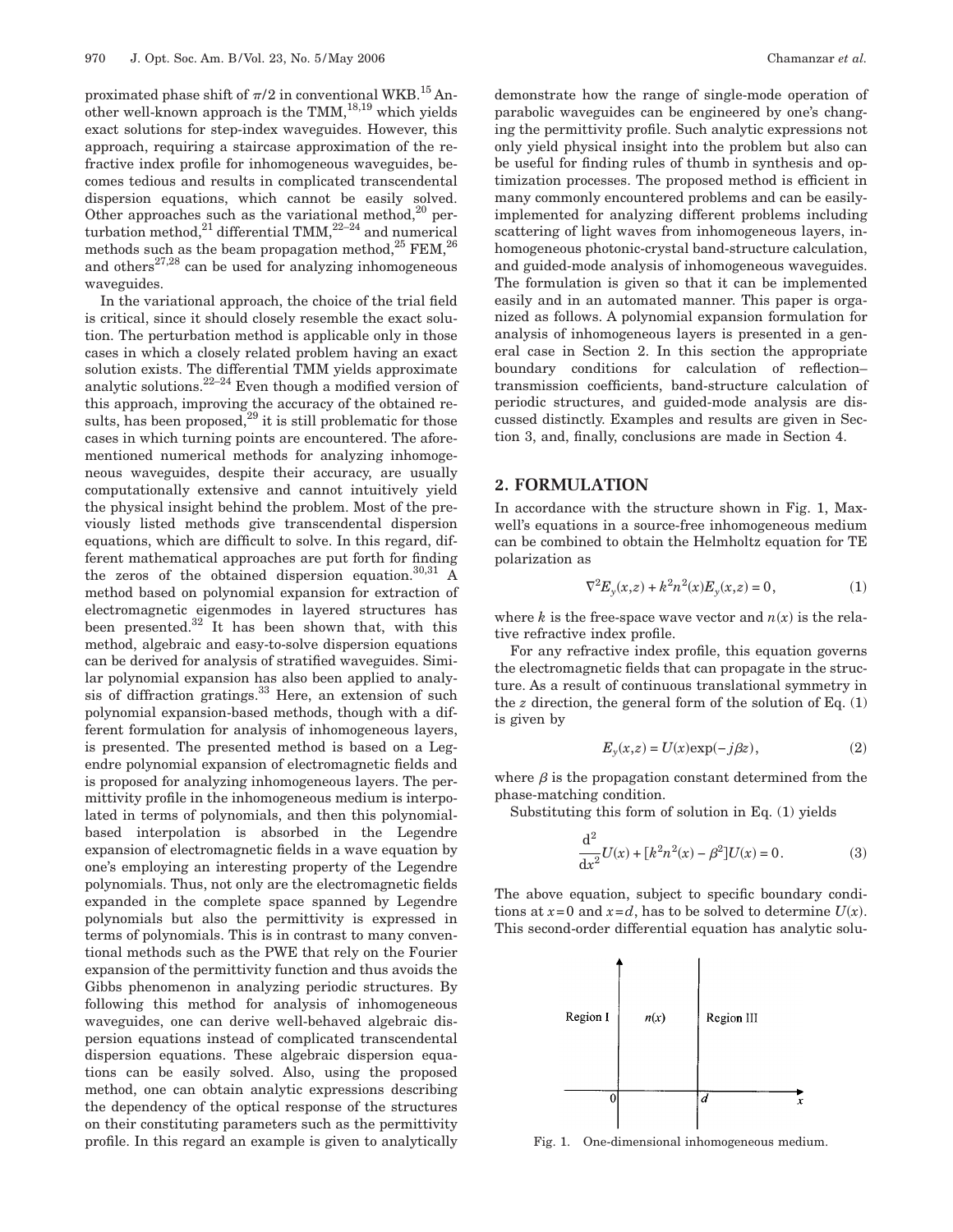proximated phase shift of $\pi/2$ in conventional WKB.[15] Another well-known approach is the TMM,[18,19] which yields exact solutions for step-index waveguides. However, this approach, requiring a staircase approximation of the refractive index profile for inhomogeneous waveguides, becomes tedious and results in complicated transcendental dispersion equations, which cannot be easily solved. Other approaches such as the variational method,[20] perturbation method,[21] differential TMM,[22–24] and numerical methods such as the beam propagation method,[25] FEM,[26] and others[27,28] can be used for analyzing inhomogeneous waveguides.

In the variational approach, the choice of the trial field is critical, since it should closely resemble the exact solution. The perturbation method is applicable only in those cases in which a closely related problem having an exact solution exists. The differential TMM yields approximate analytic solutions.[22–24] Even though a modified version of this approach, improving the accuracy of the obtained results, has been proposed,[29] it is still problematic for those cases in which turning points are encountered. The aforementioned numerical methods for analyzing inhomogeneous waveguides, despite their accuracy, are usually computationally extensive and cannot intuitively yield the physical insight behind the problem. Most of the previously listed methods give transcendental dispersion equations, which are difficult to solve. In this regard, different mathematical approaches are put forth for finding the zeros of the obtained dispersion equation.[30,31] A method based on polynomial expansion for extraction of electromagnetic eigenmodes in layered structures has been presented.[32] It has been shown that, with this method, algebraic and easy-to-solve dispersion equations can be derived for analysis of stratified waveguides. Similar polynomial expansion has also been applied to analysis of diffraction gratings.[33] Here, an extension of such polynomial expansion-based methods, though with a different formulation for analysis of inhomogeneous layers, is presented. The presented method is based on a Legendre polynomial expansion of electromagnetic fields and is proposed for analyzing inhomogeneous layers. The permittivity profile in the inhomogeneous medium is interpolated in terms of polynomials, and then this polynomial-based interpolation is absorbed in the Legendre expansion of electromagnetic fields in a wave equation by one's employing an interesting property of the Legendre polynomials. Thus, not only are the electromagnetic fields expanded in the complete space spanned by Legendre polynomials but also the permittivity is expressed in terms of polynomials. This is in contrast to many conventional methods such as the PWE that rely on the Fourier expansion of the permittivity function and thus avoids the Gibbs phenomenon in analyzing periodic structures. By following this method for analysis of inhomogeneous waveguides, one can derive well-behaved algebraic dispersion equations instead of complicated transcendental dispersion equations. These algebraic dispersion equations can be easily solved. Also, using the proposed method, one can obtain analytic expressions describing the dependency of the optical response of the structures on their constituting parameters such as the permittivity profile. In this regard an example is given to analytically demonstrate how the range of single-mode operation of parabolic waveguides can be engineered by one's changing the permittivity profile. Such analytic expressions not only yield physical insight into the problem but also can be useful for finding rules of thumb in synthesis and optimization processes. The proposed method is efficient in many commonly encountered problems and can be easily-implemented for analyzing different problems including scattering of light waves from inhomogeneous layers, inhomogeneous photonic-crystal band-structure calculation, and guided-mode analysis of inhomogeneous waveguides. The formulation is given so that it can be implemented easily and in an automated manner. This paper is organized as follows. A polynomial expansion formulation for analysis of inhomogeneous layers is presented in a general case in Section 2. In this section the appropriate boundary conditions for calculation of reflection–transmission coefficients, band-structure calculation of periodic structures, and guided-mode analysis are discussed distinctly. Examples and results are given in Section 3, and, finally, conclusions are made in Section 4.

## 2. FORMULATION

In accordance with the structure shown in Fig. 1, Maxwell's equations in a source-free inhomogeneous medium can be combined to obtain the Helmholtz equation for TE polarization as

$$\nabla^2 E_y(x,z) + k^2 n^2(x) E_y(x,z) = 0, \tag{1}$$

where $k$ is the free-space wave vector and $n(x)$ is the relative refractive index profile.

For any refractive index profile, this equation governs the electromagnetic fields that can propagate in the structure. As a result of continuous translational symmetry in the $z$ direction, the general form of the solution of Eq. (1) is given by

$$E_y(x,z) = U(x)\exp(-j\beta z), \tag{2}$$

where $\beta$ is the propagation constant determined from the phase-matching condition.

Substituting this form of solution in Eq. (1) yields

$$\frac{\mathrm{d}^2}{\mathrm{d}x^2}U(x) + [k^2 n^2(x) - \beta^2]U(x) = 0. \tag{3}$$

The above equation, subject to specific boundary conditions at $x=0$ and $x=d$, has to be solved to determine $U(x)$. This second-order differential equation has analytic solu-

Region I | $n(x)$ | Region III — axis labels: 0, $d$, $x$

Fig. 1. One-dimensional inhomogeneous medium.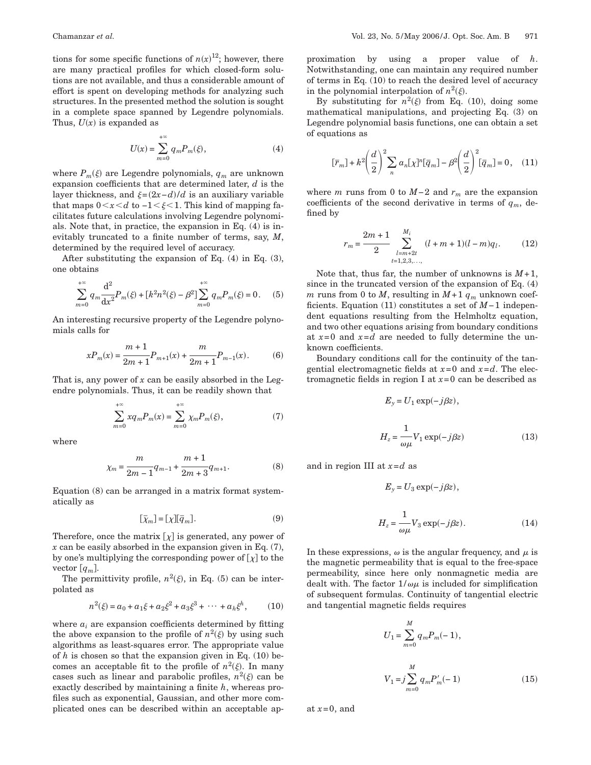tions for some specific functions of $n(x)^{12}$; however, there are many practical profiles for which closed-form solutions are not available, and thus a considerable amount of effort is spent on developing methods for analyzing such structures. In the presented method the solution is sought in a complete space spanned by Legendre polynomials. Thus, $U(x)$ is expanded as

$$U(x) = \sum_{m=0}^{+\infty} q_m P_m(\xi), \tag{4}$$

where $P_m(\xi)$ are Legendre polynomials, $q_m$ are unknown expansion coefficients that are determined later, $d$ is the layer thickness, and $\xi=(2x-d)/d$ is an auxiliary variable that maps $0<x<d$ to $-1<\xi<1$. This kind of mapping facilitates future calculations involving Legendre polynomials. Note that, in practice, the expansion in Eq. (4) is inevitably truncated to a finite number of terms, say, $M$, determined by the required level of accuracy.

After substituting the expansion of Eq. (4) in Eq. (3), one obtains

$$\sum_{m=0}^{+\infty} q_m \frac{\mathrm{d}^2}{\mathrm{d}x^2} P_m(\xi) + [k^2 n^2(\xi) - \beta^2] \sum_{m=0}^{+\infty} q_m P_m(\xi) = 0. \tag{5}$$

An interesting recursive property of the Legendre polynomials calls for

$$x P_m(x) = \frac{m+1}{2m+1} P_{m+1}(x) + \frac{m}{2m+1} P_{m-1}(x). \tag{6}$$

That is, any power of $x$ can be easily absorbed in the Legendre polynomials. Thus, it can be readily shown that

$$\sum_{m=0}^{+\infty} x q_m P_m(x) = \sum_{m=0}^{+\infty} \chi_m P_m(\xi), \tag{7}$$

where

$$\chi_m = \frac{m}{2m-1} q_{m-1} + \frac{m+1}{2m+3} q_{m+1}. \tag{8}$$

Equation (8) can be arranged in a matrix format systematically as

$$[\bar{\chi}_m] = [\chi][\bar{q}_m]. \tag{9}$$

Therefore, once the matrix $[\chi]$ is generated, any power of $x$ can be easily absorbed in the expansion given in Eq. (7), by one's multiplying the corresponding power of $[\chi]$ to the vector $[q_m]$.

The permittivity profile, $n^2(\xi)$, in Eq. (5) can be interpolated as

$$n^2(\xi) = a_0 + a_1 \xi + a_2 \xi^2 + a_3 \xi^3 + \cdots + a_h \xi^h, \tag{10}$$

where $a_i$ are expansion coefficients determined by fitting the above expansion to the profile of $n^2(\xi)$ by using such algorithms as least-squares error. The appropriate value of $h$ is chosen so that the expansion given in Eq. (10) becomes an acceptable fit to the profile of $n^2(\xi)$. In many cases such as linear and parabolic profiles, $n^2(\xi)$ can be exactly described by maintaining a finite $h$, whereas profiles such as exponential, Gaussian, and other more complicated ones can be described within an acceptable approximation by using a proper value of $h$. Notwithstanding, one can maintain any required number of terms in Eq. (10) to reach the desired level of accuracy in the polynomial interpolation of $n^2(\xi)$.

By substituting for $n^2(\xi)$ from Eq. (10), doing some mathematical manipulations, and projecting Eq. (3) on Legendre polynomial basis functions, one can obtain a set of equations as

$$[\bar{r}_m] + k^2 \left(\frac{d}{2}\right)^2 \sum_n a_n [\chi]^n [\bar{q}_m] - \beta^2 \left(\frac{d}{2}\right)^2 [\bar{q}_m] = 0, \tag{11}$$

where $m$ runs from 0 to $M-2$ and $r_m$ are the expansion coefficients of the second derivative in terms of $q_m$, defined by

$$r_m = \frac{2m+1}{2} \sum_{\substack{l=m+2t \\ t=1,2,3,\ldots,}}^{M_i} (l+m+1)(l-m) q_l. \tag{12}$$

Note that, thus far, the number of unknowns is $M+1$, since in the truncated version of the expansion of Eq. (4) $m$ runs from 0 to $M$, resulting in $M+1$ $q_m$ unknown coefficients. Equation (11) constitutes a set of $M-1$ independent equations resulting from the Helmholtz equation, and two other equations arising from boundary conditions at $x=0$ and $x=d$ are needed to fully determine the unknown coefficients.

Boundary conditions call for the continuity of the tangential electromagnetic fields at $x=0$ and $x=d$. The electromagnetic fields in region I at $x=0$ can be described as

$$E_y = U_1 \exp(-j\beta z),$$

$$H_z = \frac{1}{\omega\mu} V_1 \exp(-j\beta z) \tag{13}$$

and in region III at $x=d$ as

$$E_y = U_3 \exp(-j\beta z),$$

$$H_z = \frac{1}{\omega\mu} V_3 \exp(-j\beta z). \tag{14}$$

In these expressions, $\omega$ is the angular frequency, and $\mu$ is the magnetic permeability that is equal to the free-space permeability, since here only nonmagnetic media are dealt with. The factor $1/\omega\mu$ is included for simplification of subsequent formulas. Continuity of tangential electric and tangential magnetic fields requires

$$U_1 = \sum_{m=0}^{M} q_m P_m(-1),$$

$$V_1 = j \sum_{m=0}^{M} q_m P'_m(-1) \tag{15}$$

at $x=0$, and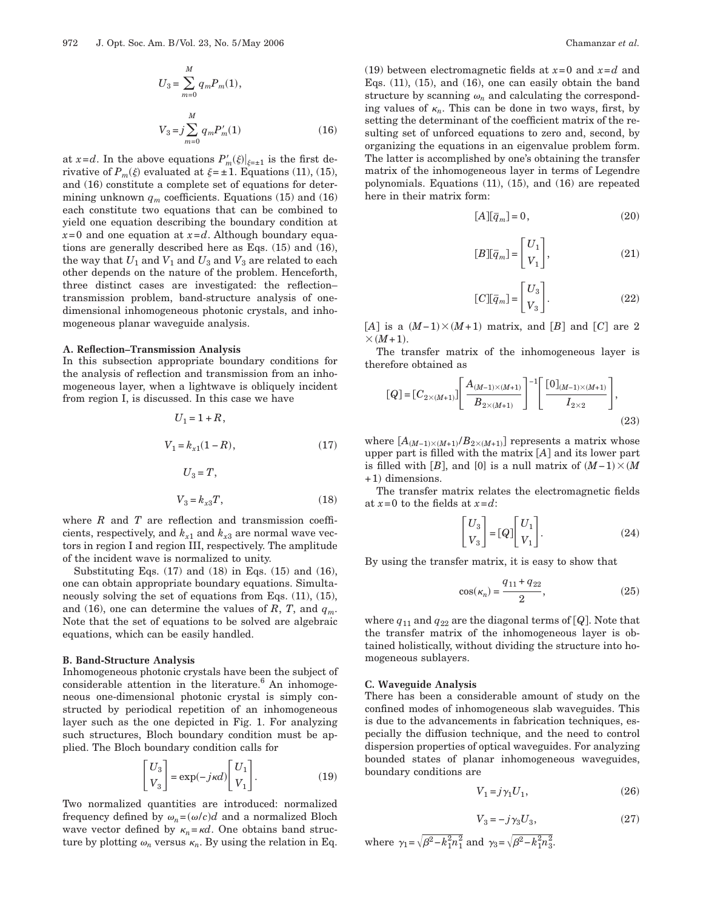$$U_3 = \sum_{m=0}^{M} q_m P_m(1),$$

$$V_3 = j \sum_{m=0}^{M} q_m P'_m(1) \tag{16}$$

at $x=d$. In the above equations $P'_m(\xi)|_{\xi=\pm 1}$ is the first derivative of $P_m(\xi)$ evaluated at $\xi=\pm 1$. Equations (11), (15), and (16) constitute a complete set of equations for determining unknown $q_m$ coefficients. Equations (15) and (16) each constitute two equations that can be combined to yield one equation describing the boundary condition at $x=0$ and one equation at $x=d$. Although boundary equations are generally described here as Eqs. (15) and (16), the way that $U_1$ and $V_1$ and $U_3$ and $V_3$ are related to each other depends on the nature of the problem. Henceforth, three distinct cases are investigated: the reflection–transmission problem, band-structure analysis of one-dimensional inhomogeneous photonic crystals, and inhomogeneous planar waveguide analysis.

### A. Reflection–Transmission Analysis

In this subsection appropriate boundary conditions for the analysis of reflection and transmission from an inhomogeneous layer, when a lightwave is obliquely incident from region I, is discussed. In this case we have

$$U_1 = 1 + R,$$

$$V_1 = k_{x1}(1 - R), \tag{17}$$

$$U_3 = T,$$

$$V_3 = k_{x3} T, \tag{18}$$

where $R$ and $T$ are reflection and transmission coefficients, respectively, and $k_{x1}$ and $k_{x3}$ are normal wave vectors in region I and region III, respectively. The amplitude of the incident wave is normalized to unity.

Substituting Eqs. (17) and (18) in Eqs. (15) and (16), one can obtain appropriate boundary equations. Simultaneously solving the set of equations from Eqs. (11), (15), and (16), one can determine the values of $R$, $T$, and $q_m$. Note that the set of equations to be solved are algebraic equations, which can be easily handled.

### B. Band-Structure Analysis

Inhomogeneous photonic crystals have been the subject of considerable attention in the literature.[6] An inhomogeneous one-dimensional photonic crystal is simply constructed by periodical repetition of an inhomogeneous layer such as the one depicted in Fig. 1. For analyzing such structures, Bloch boundary condition must be applied. The Bloch boundary condition calls for

$$\begin{bmatrix} U_3 \\ V_3 \end{bmatrix} = \exp(-j\kappa d) \begin{bmatrix} U_1 \\ V_1 \end{bmatrix}. \tag{19}$$

Two normalized quantities are introduced: normalized frequency defined by $\omega_n = (\omega/c)d$ and a normalized Bloch wave vector defined by $\kappa_n = \kappa d$. One obtains band structure by plotting $\omega_n$ versus $\kappa_n$. By using the relation in Eq. (19) between electromagnetic fields at $x=0$ and $x=d$ and Eqs. (11), (15), and (16), one can easily obtain the band structure by scanning $\omega_n$ and calculating the corresponding values of $\kappa_n$. This can be done in two ways, first, by setting the determinant of the coefficient matrix of the resulting set of unforced equations to zero and, second, by organizing the equations in an eigenvalue problem form. The latter is accomplished by one's obtaining the transfer matrix of the inhomogeneous layer in terms of Legendre polynomials. Equations (11), (15), and (16) are repeated here in their matrix form:

$$[A][\bar{q}_m] = 0, \tag{20}$$

$$[B][\bar{q}_m] = \begin{bmatrix} U_1 \\ V_1 \end{bmatrix}, \tag{21}$$

$$[C][\bar{q}_m] = \begin{bmatrix} U_3 \\ V_3 \end{bmatrix}. \tag{22}$$

$[A]$ is a $(M-1)\times(M+1)$ matrix, and $[B]$ and $[C]$ are $2\times(M+1)$.

The transfer matrix of the inhomogeneous layer is therefore obtained as

$$[Q] = [C_{2\times(M+1)}] \left[ \frac{A_{(M-1)\times(M+1)}}{B_{2\times(M+1)}} \right]^{-1} \left[ \frac{[0]_{(M-1)\times(M+1)}}{I_{2\times 2}} \right], \tag{23}$$

where $[A_{(M-1)\times(M+1)}/B_{2\times(M+1)}]$ represents a matrix whose upper part is filled with the matrix $[A]$ and its lower part is filled with $[B]$, and $[0]$ is a null matrix of $(M-1)\times(M+1)$ dimensions.

The transfer matrix relates the electromagnetic fields at $x=0$ to the fields at $x=d$:

$$\begin{bmatrix} U_3 \\ V_3 \end{bmatrix} = [Q] \begin{bmatrix} U_1 \\ V_1 \end{bmatrix}. \tag{24}$$

By using the transfer matrix, it is easy to show that

$$\cos(\kappa_n) = \frac{q_{11} + q_{22}}{2}, \tag{25}$$

where $q_{11}$ and $q_{22}$ are the diagonal terms of $[Q]$. Note that the transfer matrix of the inhomogeneous layer is obtained holistically, without dividing the structure into homogeneous sublayers.

### C. Waveguide Analysis

There has been a considerable amount of study on the confined modes of inhomogeneous slab waveguides. This is due to the advancements in fabrication techniques, especially the diffusion technique, and the need to control dispersion properties of optical waveguides. For analyzing bounded states of planar inhomogeneous waveguides, boundary conditions are

$$V_1 = j\gamma_1 U_1, \tag{26}$$

$$V_3 = -j\gamma_3 U_3, \tag{27}$$

where $\gamma_1 = \sqrt{\beta^2 - k_1^2 n_1^2}$ and $\gamma_3 = \sqrt{\beta^2 - k_1^2 n_3^2}$.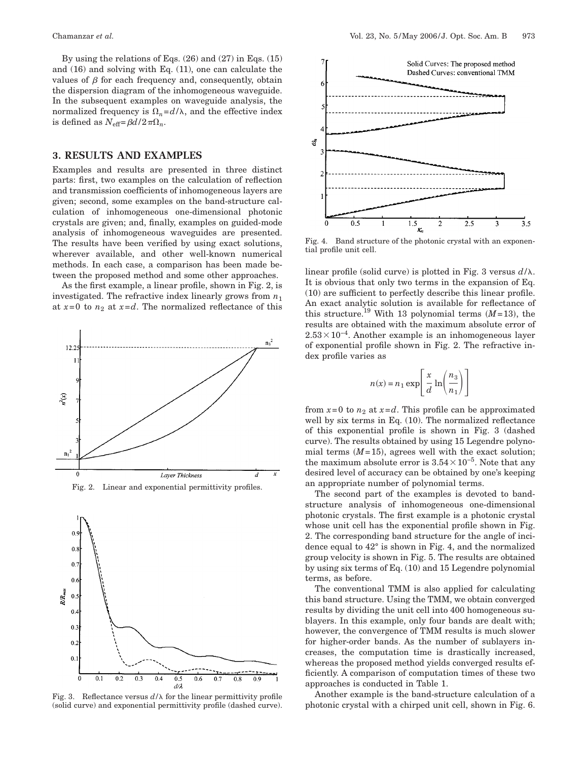By using the relations of Eqs. (26) and (27) in Eqs. (15) and (16) and solving with Eq. (11), one can calculate the values of $\beta$ for each frequency and, consequently, obtain the dispersion diagram of the inhomogeneous waveguide. In the subsequent examples on waveguide analysis, the normalized frequency is $\Omega_n = d/\lambda$, and the effective index is defined as $N_{\text{eff}} = \beta d / 2\pi\Omega_n$.

## 3. RESULTS AND EXAMPLES

Examples and results are presented in three distinct parts: first, two examples on the calculation of reflection and transmission coefficients of inhomogeneous layers are given; second, some examples on the band-structure calculation of inhomogeneous one-dimensional photonic crystals are given; and, finally, examples on guided-mode analysis of inhomogeneous waveguides are presented. The results have been verified by using exact solutions, wherever available, and other well-known numerical methods. In each case, a comparison has been made between the proposed method and some other approaches.

As the first example, a linear profile, shown in Fig. 2, is investigated. The refractive index linearly grows from $n_1$ at $x=0$ to $n_2$ at $x=d$. The normalized reflectance of this linear profile (solid curve) is plotted in Fig. 3 versus $d/\lambda$. It is obvious that only two terms in the expansion of Eq. (10) are sufficient to perfectly describe this linear profile. An exact analytic solution is available for reflectance of this structure.[19] With 13 polynomial terms ($M=13$), the results are obtained with the maximum absolute error of $2.53 \times 10^{-4}$. Another example is an inhomogeneous layer of exponential profile shown in Fig. 2. The refractive index profile varies as

$$n(x) = n_1 \exp\left[\frac{x}{d} \ln\left(\frac{n_3}{n_1}\right)\right]$$

from $x=0$ to $n_2$ at $x=d$. This profile can be approximated well by six terms in Eq. (10). The normalized reflectance of this exponential profile is shown in Fig. 3 (dashed curve). The results obtained by using 15 Legendre polynomial terms ($M=15$), agrees well with the exact solution; the maximum absolute error is $3.54 \times 10^{-5}$. Note that any desired level of accuracy can be obtained by one's keeping an appropriate number of polynomial terms.

Fig. 2. Linear and exponential permittivity profiles.

Fig. 3. Reflectance versus $d/\lambda$ for the linear permittivity profile (solid curve) and exponential permittivity profile (dashed curve).

Fig. 4. Band structure of the photonic crystal with an exponential profile unit cell.

The second part of the examples is devoted to band-structure analysis of inhomogeneous one-dimensional photonic crystals. The first example is a photonic crystal whose unit cell has the exponential profile shown in Fig. 2. The corresponding band structure for the angle of incidence equal to 42° is shown in Fig. 4, and the normalized group velocity is shown in Fig. 5. The results are obtained by using six terms of Eq. (10) and 15 Legendre polynomial terms, as before.

The conventional TMM is also applied for calculating this band structure. Using the TMM, we obtain converged results by dividing the unit cell into 400 homogeneous sublayers. In this example, only four bands are dealt with; however, the convergence of TMM results is much slower for higher-order bands. As the number of sublayers increases, the computation time is drastically increased, whereas the proposed method yields converged results efficiently. A comparison of computation times of these two approaches is conducted in Table 1.

Another example is the band-structure calculation of a photonic crystal with a chirped unit cell, shown in Fig. 6.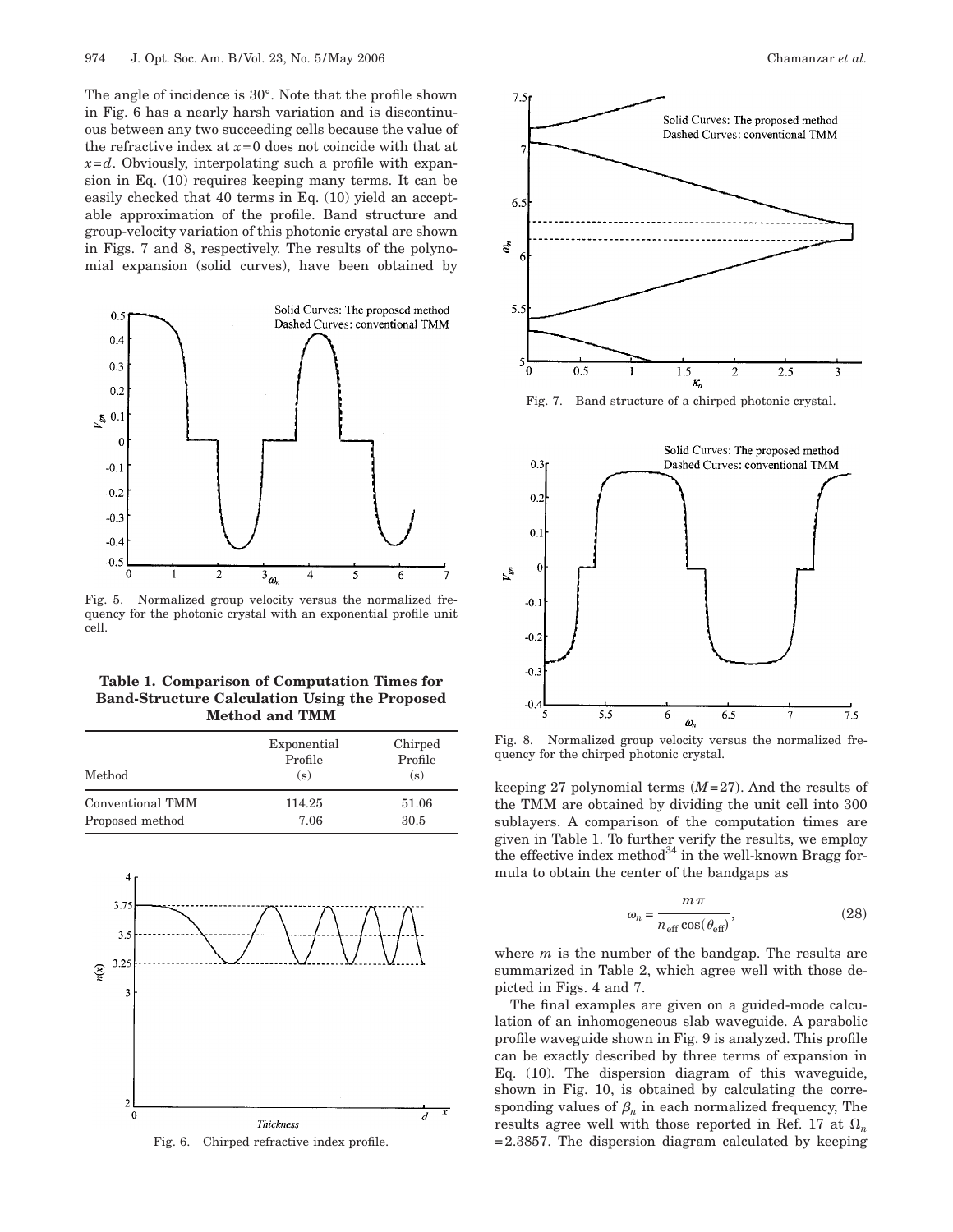The angle of incidence is 30°. Note that the profile shown in Fig. 6 has a nearly harsh variation and is discontinuous between any two succeeding cells because the value of the refractive index at $x=0$ does not coincide with that at $x=d$. Obviously, interpolating such a profile with expansion in Eq. (10) requires keeping many terms. It can be easily checked that 40 terms in Eq. (10) yield an acceptable approximation of the profile. Band structure and group-velocity variation of this photonic crystal are shown in Figs. 7 and 8, respectively. The results of the polynomial expansion (solid curves), have been obtained by keeping 27 polynomial terms ($M=27$). And the results of the TMM are obtained by dividing the unit cell into 300 sublayers. A comparison of the computation times are given in Table 1. To further verify the results, we employ the effective index method[34] in the well-known Bragg formula to obtain the center of the bandgaps as

$$\omega_n = \frac{m\pi}{n_{\text{eff}}\cos(\theta_{\text{eff}})}, \tag{28}$$

where $m$ is the number of the bandgap. The results are summarized in Table 2, which agree well with those depicted in Figs. 4 and 7.

Fig. 5. Normalized group velocity versus the normalized frequency for the photonic crystal with an exponential profile unit cell.

**Table 1. Comparison of Computation Times for Band-Structure Calculation Using the Proposed Method and TMM**

| Method | Exponential Profile (s) | Chirped Profile (s) |
|---|---|---|
| Conventional TMM | 114.25 | 51.06 |
| Proposed method | 7.06 | 30.5 |

Fig. 6. Chirped refractive index profile.

Fig. 7. Band structure of a chirped photonic crystal.

Fig. 8. Normalized group velocity versus the normalized frequency for the chirped photonic crystal.

The final examples are given on a guided-mode calculation of an inhomogeneous slab waveguide. A parabolic profile waveguide shown in Fig. 9 is analyzed. This profile can be exactly described by three terms of expansion in Eq. (10). The dispersion diagram of this waveguide, shown in Fig. 10, is obtained by calculating the corresponding values of $\beta_n$ in each normalized frequency, The results agree well with those reported in Ref. 17 at $\Omega_n = 2.3857$. The dispersion diagram calculated by keeping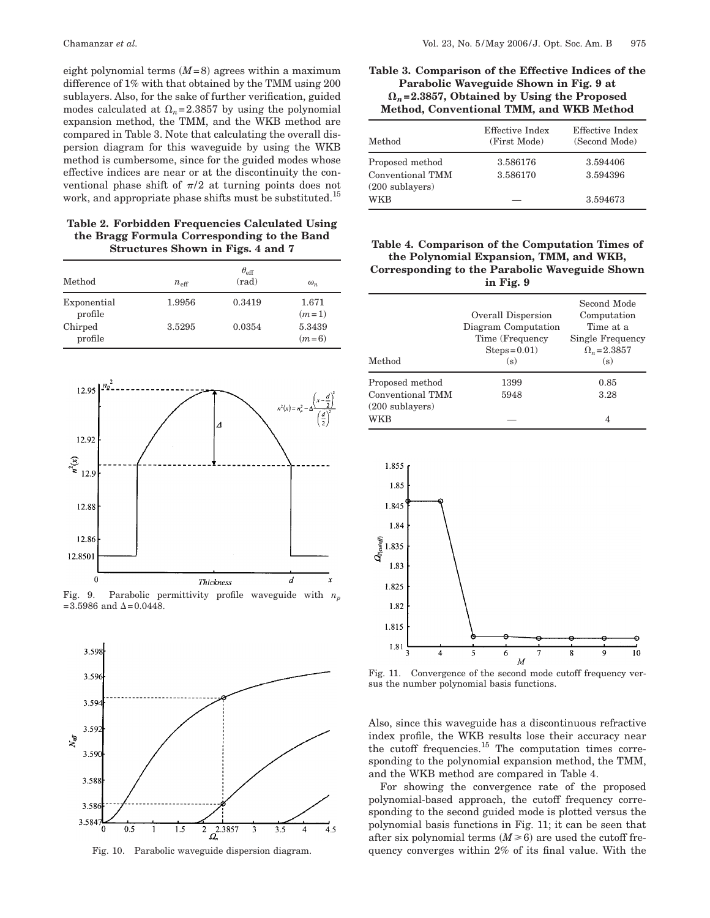eight polynomial terms ($M=8$) agrees within a maximum difference of 1% with that obtained by the TMM using 200 sublayers. Also, for the sake of further verification, guided modes calculated at $\Omega_n=2.3857$ by using the polynomial expansion method, the TMM, and the WKB method are compared in Table 3. Note that calculating the overall dispersion diagram for this waveguide by using the WKB method is cumbersome, since for the guided modes whose effective indices are near or at the discontinuity the conventional phase shift of $\pi/2$ at turning points does not work, and appropriate phase shifts must be substituted.[15]

**Table 2. Forbidden Frequencies Calculated Using the Bragg Formula Corresponding to the Band Structures Shown in Figs. 4 and 7**

| Method | $n_{\text{eff}}$ | $\theta_{\text{eff}}$ (rad) | $\omega_n$ |
|---|---|---|---|
| Exponential profile | 1.9956 | 0.3419 | 1.671 ($m=1$) |
| Chirped profile | 3.5295 | 0.0354 | 5.3439 ($m=6$) |

Fig. 9. Parabolic permittivity profile waveguide with $n_p=3.5986$ and $\Delta=0.0448$.

Fig. 10. Parabolic waveguide dispersion diagram.

**Table 3. Comparison of the Effective Indices of the Parabolic Waveguide Shown in Fig. 9 at $\Omega_n=2.3857$, Obtained by Using the Proposed Method, Conventional TMM, and WKB Method**

| Method | Effective Index (First Mode) | Effective Index (Second Mode) |
|---|---|---|
| Proposed method | 3.586176 | 3.594406 |
| Conventional TMM (200 sublayers) | 3.586170 | 3.594396 |
| WKB | — | 3.594673 |

**Table 4. Comparison of the Computation Times of the Polynomial Expansion, TMM, and WKB, Corresponding to the Parabolic Waveguide Shown in Fig. 9**

| Method | Overall Dispersion Diagram Computation Time (Frequency Steps=0.01) (s) | Second Mode Computation Time at a Single Frequency $\Omega_n=2.3857$ (s) |
|---|---|---|
| Proposed method | 1399 | 0.85 |
| Conventional TMM (200 sublayers) | 5948 | 3.28 |
| WKB | — | 4 |

Fig. 11. Convergence of the second mode cutoff frequency versus the number polynomial basis functions.

Also, since this waveguide has a discontinuous refractive index profile, the WKB results lose their accuracy near the cutoff frequencies.[15] The computation times corresponding to the polynomial expansion method, the TMM, and the WKB method are compared in Table 4.

For showing the convergence rate of the proposed polynomial-based approach, the cutoff frequency corresponding to the second guided mode is plotted versus the polynomial basis functions in Fig. 11; it can be seen that after six polynomial terms ($M \geq 6$) are used the cutoff frequency converges within 2% of its final value. With the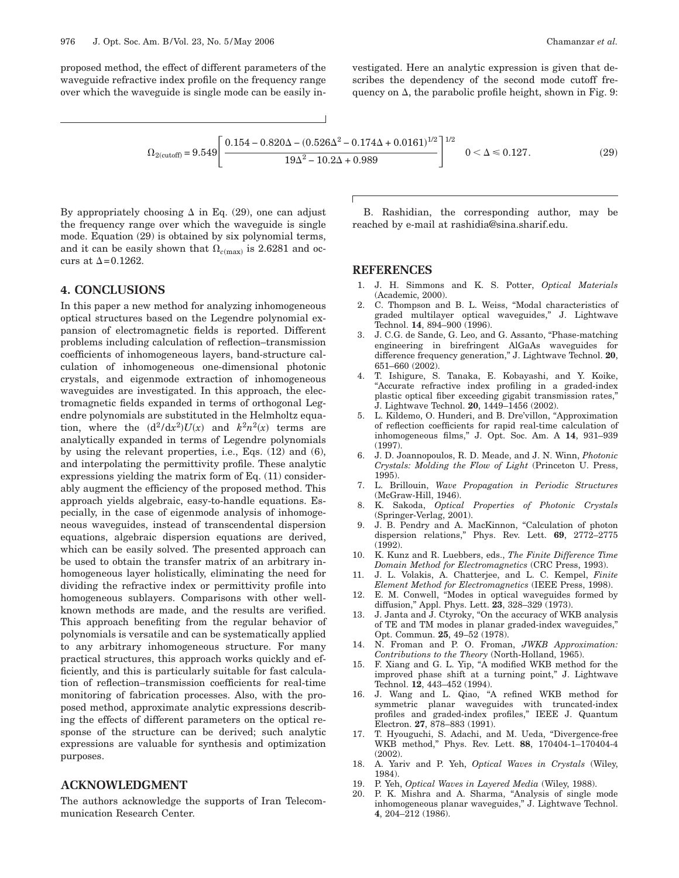proposed method, the effect of different parameters of the waveguide refractive index profile on the frequency range over which the waveguide is single mode can be easily investigated. Here an analytic expression is given that describes the dependency of the second mode cutoff frequency on $\Delta$, the parabolic profile height, shown in Fig. 9:

$$\Omega_{2(\mathrm{cutoff})} = 9.549\left[\frac{0.154 - 0.820\Delta - (0.526\Delta^2 - 0.174\Delta + 0.0161)^{1/2}}{19\Delta^2 - 10.2\Delta + 0.989}\right]^{1/2} \quad 0 < \Delta \leq 0.127. \tag{29}$$

By appropriately choosing $\Delta$ in Eq. (29), one can adjust the frequency range over which the waveguide is single mode. Equation (29) is obtained by six polynomial terms, and it can be easily shown that $\Omega_{c(\max)}$ is 2.6281 and occurs at $\Delta = 0.1262$.

## 4. CONCLUSIONS

In this paper a new method for analyzing inhomogeneous optical structures based on the Legendre polynomial expansion of electromagnetic fields is reported. Different problems including calculation of reflection–transmission coefficients of inhomogeneous layers, band-structure calculation of inhomogeneous one-dimensional photonic crystals, and eigenmode extraction of inhomogeneous waveguides are investigated. In this approach, the electromagnetic fields expanded in terms of orthogonal Legendre polynomials are substituted in the Helmholtz equation, where the $(d^2/dx^2)U(x)$ and $k^2n^2(x)$ terms are analytically expanded in terms of Legendre polynomials by using the relevant properties, i.e., Eqs. (12) and (6), and interpolating the permittivity profile. These analytic expressions yielding the matrix form of Eq. (11) considerably augment the efficiency of the proposed method. This approach yields algebraic, easy-to-handle equations. Especially, in the case of eigenmode analysis of inhomogeneous waveguides, instead of transcendental dispersion equations, algebraic dispersion equations are derived, which can be easily solved. The presented approach can be used to obtain the transfer matrix of an arbitrary inhomogeneous layer holistically, eliminating the need for dividing the refractive index or permittivity profile into homogeneous sublayers. Comparisons with other well-known methods are made, and the results are verified. This approach benefiting from the regular behavior of polynomials is versatile and can be systematically applied to any arbitrary inhomogeneous structure. For many practical structures, this approach works quickly and efficiently, and this is particularly suitable for fast calculation of reflection–transmission coefficients for real-time monitoring of fabrication processes. Also, with the proposed method, approximate analytic expressions describing the effects of different parameters on the optical response of the structure can be derived; such analytic expressions are valuable for synthesis and optimization purposes.

## ACKNOWLEDGMENT

The authors acknowledge the supports of Iran Telecommunication Research Center.

B. Rashidian, the corresponding author, may be reached by e-mail at rashidia@sina.sharif.edu.

## REFERENCES

1. J. H. Simmons and K. S. Potter, *Optical Materials* (Academic, 2000).
2. C. Thompson and B. L. Weiss, "Modal characteristics of graded multilayer optical waveguides," J. Lightwave Technol. **14**, 894–900 (1996).
3. J. C.G. de Sande, G. Leo, and G. Assanto, "Phase-matching engineering in birefringent AlGaAs waveguides for difference frequency generation," J. Lightwave Technol. **20**, 651–660 (2002).
4. T. Ishigure, S. Tanaka, E. Kobayashi, and Y. Koike, "Accurate refractive index profiling in a graded-index plastic optical fiber exceeding gigabit transmission rates," J. Lightwave Technol. **20**, 1449–1456 (2002).
5. L. Kildemo, O. Hunderi, and B. Dre'villon, "Approximation of reflection coefficients for rapid real-time calculation of inhomogeneous films," J. Opt. Soc. Am. A **14**, 931–939 (1997).
6. J. D. Joannopoulos, R. D. Meade, and J. N. Winn, *Photonic Crystals: Molding the Flow of Light* (Princeton U. Press, 1995).
7. L. Brillouin, *Wave Propagation in Periodic Structures* (McGraw-Hill, 1946).
8. K. Sakoda, *Optical Properties of Photonic Crystals* (Springer-Verlag, 2001).
9. J. B. Pendry and A. MacKinnon, "Calculation of photon dispersion relations," Phys. Rev. Lett. **69**, 2772–2775 (1992).
10. K. Kunz and R. Luebbers, eds., *The Finite Difference Time Domain Method for Electromagnetics* (CRC Press, 1993).
11. J. L. Volakis, A. Chatterjee, and L. C. Kempel, *Finite Element Method for Electromagnetics* (IEEE Press, 1998).
12. E. M. Conwell, "Modes in optical waveguides formed by diffusion," Appl. Phys. Lett. **23**, 328–329 (1973).
13. J. Janta and J. Ctyroky, "On the accuracy of WKB analysis of TE and TM modes in planar graded-index waveguides," Opt. Commun. **25**, 49–52 (1978).
14. N. Froman and P. O. Froman, *JWKB Approximation: Contributions to the Theory* (North-Holland, 1965).
15. F. Xiang and G. L. Yip, "A modified WKB method for the improved phase shift at a turning point," J. Lightwave Technol. **12**, 443–452 (1994).
16. J. Wang and L. Qiao, "A refined WKB method for symmetric planar waveguides with truncated-index profiles and graded-index profiles," IEEE J. Quantum Electron. **27**, 878–883 (1991).
17. T. Hyouguchi, S. Adachi, and M. Ueda, "Divergence-free WKB method," Phys. Rev. Lett. **88**, 170404-1–170404-4 (2002).
18. A. Yariv and P. Yeh, *Optical Waves in Crystals* (Wiley, 1984).
19. P. Yeh, *Optical Waves in Layered Media* (Wiley, 1988).
20. P. K. Mishra and A. Sharma, "Analysis of single mode inhomogeneous planar waveguides," J. Lightwave Technol. **4**, 204–212 (1986).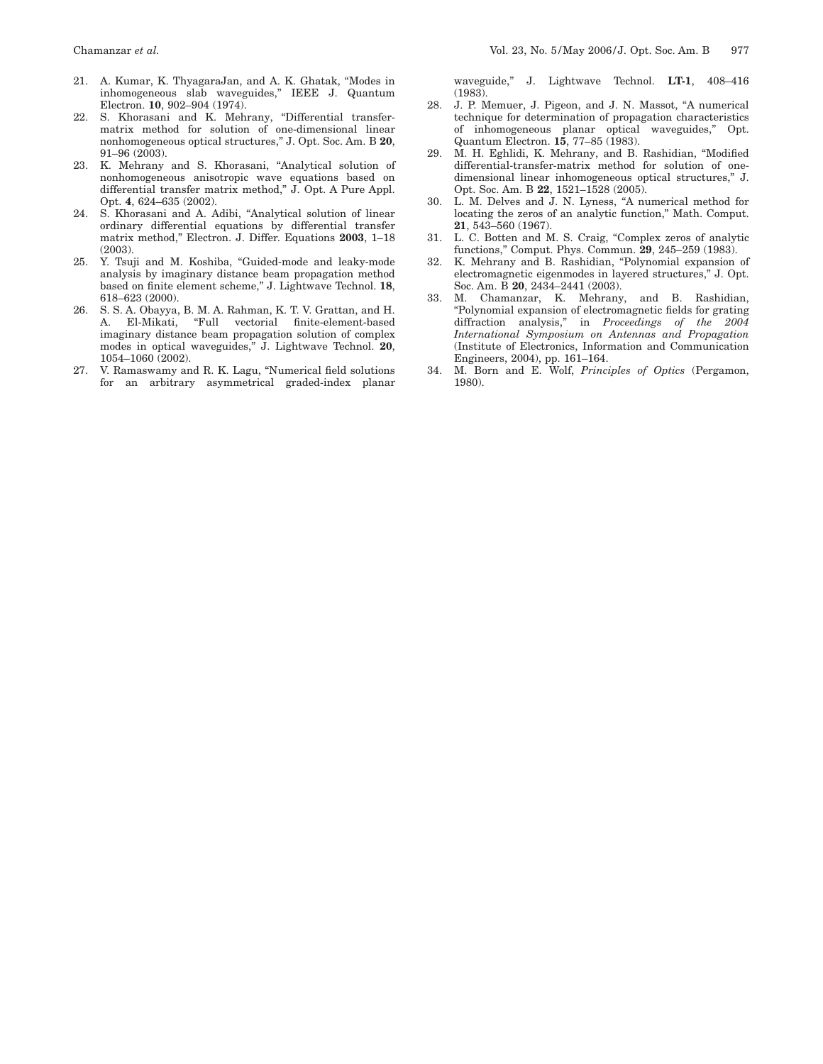21. A. Kumar, K. ThyagaraJan, and A. K. Ghatak, “Modes in inhomogeneous slab waveguides,” IEEE J. Quantum Electron. **10**, 902–904 (1974).
22. S. Khorasani and K. Mehrany, “Differential transfer-matrix method for solution of one-dimensional linear nonhomogeneous optical structures,” J. Opt. Soc. Am. B **20**, 91–96 (2003).
23. K. Mehrany and S. Khorasani, “Analytical solution of nonhomogeneous anisotropic wave equations based on differential transfer matrix method,” J. Opt. A Pure Appl. Opt. **4**, 624–635 (2002).
24. S. Khorasani and A. Adibi, “Analytical solution of linear ordinary differential equations by differential transfer matrix method,” Electron. J. Differ. Equations **2003**, 1–18 (2003).
25. Y. Tsuji and M. Koshiba, “Guided-mode and leaky-mode analysis by imaginary distance beam propagation method based on finite element scheme,” J. Lightwave Technol. **18**, 618–623 (2000).
26. S. S. A. Obayya, B. M. A. Rahman, K. T. V. Grattan, and H. A. El-Mikati, “Full vectorial finite-element-based imaginary distance beam propagation solution of complex modes in optical waveguides,” J. Lightwave Technol. **20**, 1054–1060 (2002).
27. V. Ramaswamy and R. K. Lagu, “Numerical field solutions for an arbitrary asymmetrical graded-index planar waveguide,” J. Lightwave Technol. **LT-1**, 408–416 (1983).
28. J. P. Memuer, J. Pigeon, and J. N. Massot, “A numerical technique for determination of propagation characteristics of inhomogeneous planar optical waveguides,” Opt. Quantum Electron. **15**, 77–85 (1983).
29. M. H. Eghlidi, K. Mehrany, and B. Rashidian, “Modified differential-transfer-matrix method for solution of one-dimensional linear inhomogeneous optical structures,” J. Opt. Soc. Am. B **22**, 1521–1528 (2005).
30. L. M. Delves and J. N. Lyness, “A numerical method for locating the zeros of an analytic function,” Math. Comput. **21**, 543–560 (1967).
31. L. C. Botten and M. S. Craig, “Complex zeros of analytic functions,” Comput. Phys. Commun. **29**, 245–259 (1983).
32. K. Mehrany and B. Rashidian, “Polynomial expansion of electromagnetic eigenmodes in layered structures,” J. Opt. Soc. Am. B **20**, 2434–2441 (2003).
33. M. Chamanzar, K. Mehrany, and B. Rashidian, “Polynomial expansion of electromagnetic fields for grating diffraction analysis,” in *Proceedings of the 2004 International Symposium on Antennas and Propagation* (Institute of Electronics, Information and Communication Engineers, 2004), pp. 161–164.
34. M. Born and E. Wolf, *Principles of Optics* (Pergamon, 1980).